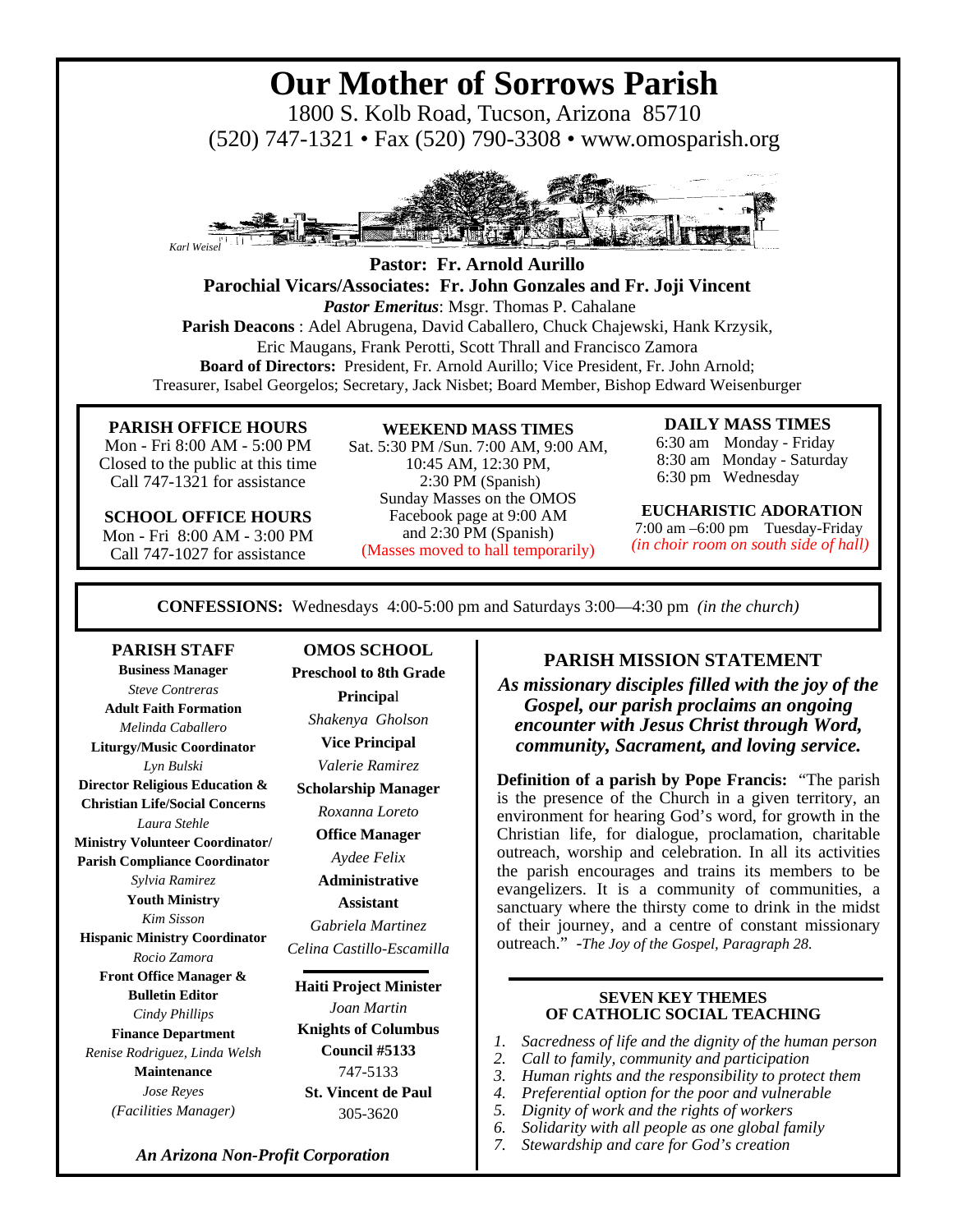# Our Mother of Sorrows Parish

1800 S. Kolb Road, Tucson, Arizona 85710
(520) 747-1321 • Fax (520) 790-3308 • www.omosparish.org

*Karl Weisel*

**Pastor: Fr. Arnold Aurillo**
**Parochial Vicars/Associates: Fr. John Gonzales and Fr. Joji Vincent**
***Pastor Emeritus***: Msgr. Thomas P. Cahalane
**Parish Deacons** : Adel Abrugena, David Caballero, Chuck Chajewski, Hank Krzysik, Eric Maugans, Frank Perotti, Scott Thrall and Francisco Zamora
**Board of Directors:** President, Fr. Arnold Aurillo; Vice President, Fr. John Arnold; Treasurer, Isabel Georgelos; Secretary, Jack Nisbet; Board Member, Bishop Edward Weisenburger

**PARISH OFFICE HOURS**
Mon - Fri 8:00 AM - 5:00 PM
Closed to the public at this time
Call 747-1321 for assistance

**SCHOOL OFFICE HOURS**
Mon - Fri 8:00 AM - 3:00 PM
Call 747-1027 for assistance

**WEEKEND MASS TIMES**
Sat. 5:30 PM /Sun. 7:00 AM, 9:00 AM, 10:45 AM, 12:30 PM, 2:30 PM (Spanish)
Sunday Masses on the OMOS Facebook page at 9:00 AM and 2:30 PM (Spanish)
(Masses moved to hall temporarily)

**DAILY MASS TIMES**
6:30 am Monday - Friday
8:30 am Monday - Saturday
6:30 pm Wednesday

**EUCHARISTIC ADORATION**
7:00 am –6:00 pm Tuesday-Friday
*(in choir room on south side of hall)*

**CONFESSIONS:** Wednesdays 4:00-5:00 pm and Saturdays 3:00—4:30 pm *(in the church)*

**PARISH STAFF**

**Business Manager**
*Steve Contreras*
**Adult Faith Formation**
*Melinda Caballero*
**Liturgy/Music Coordinator**
*Lyn Bulski*
**Director Religious Education & Christian Life/Social Concerns**
*Laura Stehle*
**Ministry Volunteer Coordinator/ Parish Compliance Coordinator**
*Sylvia Ramirez*
**Youth Ministry**
*Kim Sisson*
**Hispanic Ministry Coordinator**
*Rocio Zamora*
**Front Office Manager & Bulletin Editor**
*Cindy Phillips*
**Finance Department**
*Renise Rodriguez, Linda Welsh*
**Maintenance**
*Jose Reyes*
*(Facilities Manager)*

**OMOS SCHOOL**
**Preschool to 8th Grade**

**Principal**
*Shakenya Gholson*
**Vice Principal**
*Valerie Ramirez*
**Scholarship Manager**
*Roxanna Loreto*
**Office Manager**
*Aydee Felix*
**Administrative Assistant**
*Gabriela Martinez*
*Celina Castillo-Escamilla*

**Haiti Project Minister**
*Joan Martin*
**Knights of Columbus Council #5133**
747-5133
**St. Vincent de Paul**
305-3620

***An Arizona Non-Profit Corporation***

## PARISH MISSION STATEMENT

***As missionary disciples filled with the joy of the Gospel, our parish proclaims an ongoing encounter with Jesus Christ through Word, community, Sacrament, and loving service.***

**Definition of a parish by Pope Francis:** "The parish is the presence of the Church in a given territory, an environment for hearing God's word, for growth in the Christian life, for dialogue, proclamation, charitable outreach, worship and celebration. In all its activities the parish encourages and trains its members to be evangelizers. It is a community of communities, a sanctuary where the thirsty come to drink in the midst of their journey, and a centre of constant missionary outreach." -*The Joy of the Gospel, Paragraph 28.*

### SEVEN KEY THEMES OF CATHOLIC SOCIAL TEACHING

1. *Sacredness of life and the dignity of the human person*
2. *Call to family, community and participation*
3. *Human rights and the responsibility to protect them*
4. *Preferential option for the poor and vulnerable*
5. *Dignity of work and the rights of workers*
6. *Solidarity with all people as one global family*
7. *Stewardship and care for God's creation*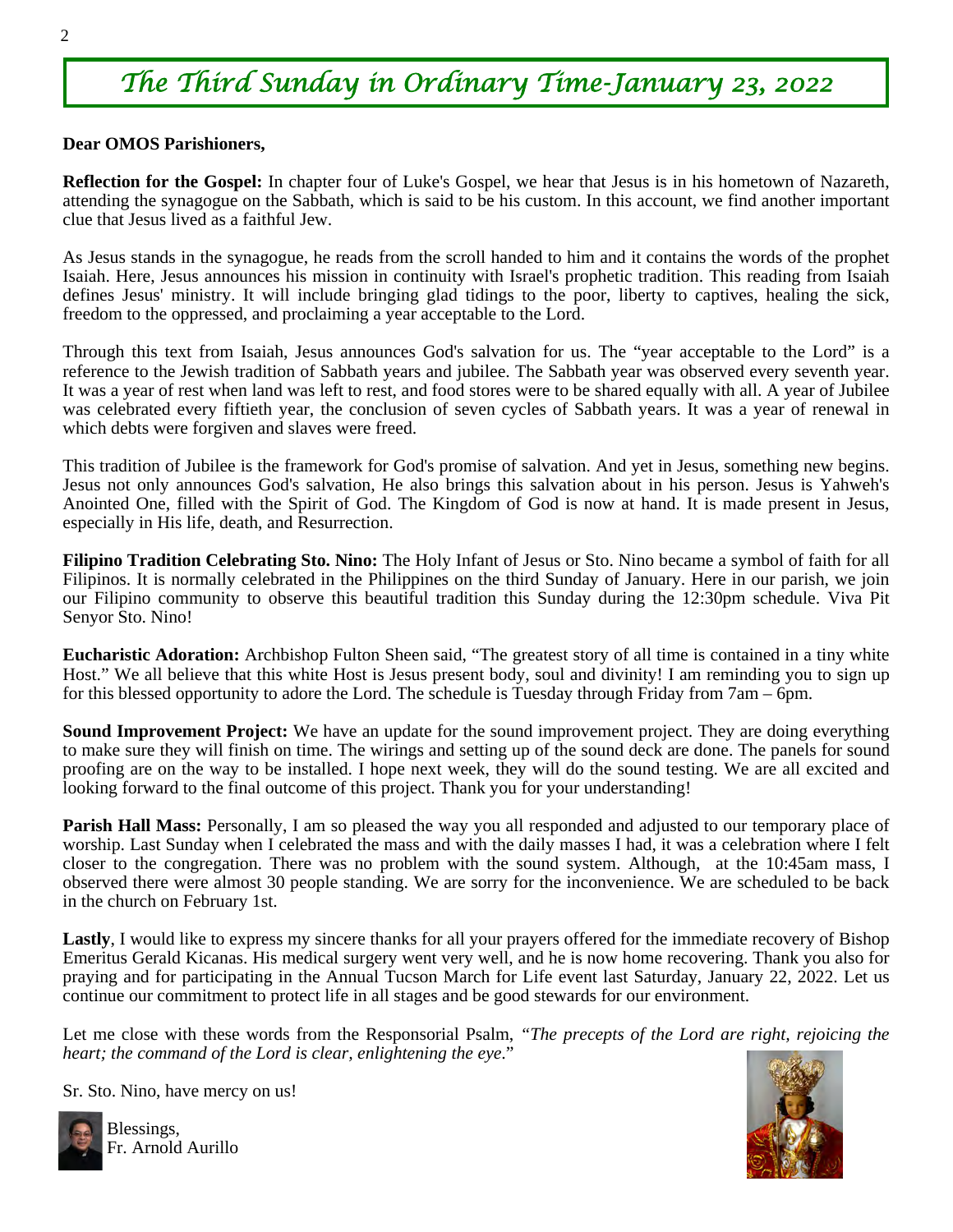# The Third Sunday in Ordinary Time-January 23, 2022

**Dear OMOS Parishioners,**

**Reflection for the Gospel:** In chapter four of Luke's Gospel, we hear that Jesus is in his hometown of Nazareth, attending the synagogue on the Sabbath, which is said to be his custom. In this account, we find another important clue that Jesus lived as a faithful Jew.

As Jesus stands in the synagogue, he reads from the scroll handed to him and it contains the words of the prophet Isaiah. Here, Jesus announces his mission in continuity with Israel's prophetic tradition. This reading from Isaiah defines Jesus' ministry. It will include bringing glad tidings to the poor, liberty to captives, healing the sick, freedom to the oppressed, and proclaiming a year acceptable to the Lord.

Through this text from Isaiah, Jesus announces God's salvation for us. The "year acceptable to the Lord" is a reference to the Jewish tradition of Sabbath years and jubilee. The Sabbath year was observed every seventh year. It was a year of rest when land was left to rest, and food stores were to be shared equally with all. A year of Jubilee was celebrated every fiftieth year, the conclusion of seven cycles of Sabbath years. It was a year of renewal in which debts were forgiven and slaves were freed.

This tradition of Jubilee is the framework for God's promise of salvation. And yet in Jesus, something new begins. Jesus not only announces God's salvation, He also brings this salvation about in his person. Jesus is Yahweh's Anointed One, filled with the Spirit of God. The Kingdom of God is now at hand. It is made present in Jesus, especially in His life, death, and Resurrection.

**Filipino Tradition Celebrating Sto. Nino:** The Holy Infant of Jesus or Sto. Nino became a symbol of faith for all Filipinos. It is normally celebrated in the Philippines on the third Sunday of January. Here in our parish, we join our Filipino community to observe this beautiful tradition this Sunday during the 12:30pm schedule. Viva Pit Senyor Sto. Nino!

**Eucharistic Adoration:** Archbishop Fulton Sheen said, "The greatest story of all time is contained in a tiny white Host." We all believe that this white Host is Jesus present body, soul and divinity! I am reminding you to sign up for this blessed opportunity to adore the Lord. The schedule is Tuesday through Friday from 7am – 6pm.

**Sound Improvement Project:** We have an update for the sound improvement project. They are doing everything to make sure they will finish on time. The wirings and setting up of the sound deck are done. The panels for sound proofing are on the way to be installed. I hope next week, they will do the sound testing. We are all excited and looking forward to the final outcome of this project. Thank you for your understanding!

**Parish Hall Mass:** Personally, I am so pleased the way you all responded and adjusted to our temporary place of worship. Last Sunday when I celebrated the mass and with the daily masses I had, it was a celebration where I felt closer to the congregation. There was no problem with the sound system. Although, at the 10:45am mass, I observed there were almost 30 people standing. We are sorry for the inconvenience. We are scheduled to be back in the church on February 1st.

**Lastly**, I would like to express my sincere thanks for all your prayers offered for the immediate recovery of Bishop Emeritus Gerald Kicanas. His medical surgery went very well, and he is now home recovering. Thank you also for praying and for participating in the Annual Tucson March for Life event last Saturday, January 22, 2022. Let us continue our commitment to protect life in all stages and be good stewards for our environment.

Let me close with these words from the Responsorial Psalm, "*The precepts of the Lord are right, rejoicing the heart; the command of the Lord is clear, enlightening the eye*."

Sr. Sto. Nino, have mercy on us!

Blessings,
Fr. Arnold Aurillo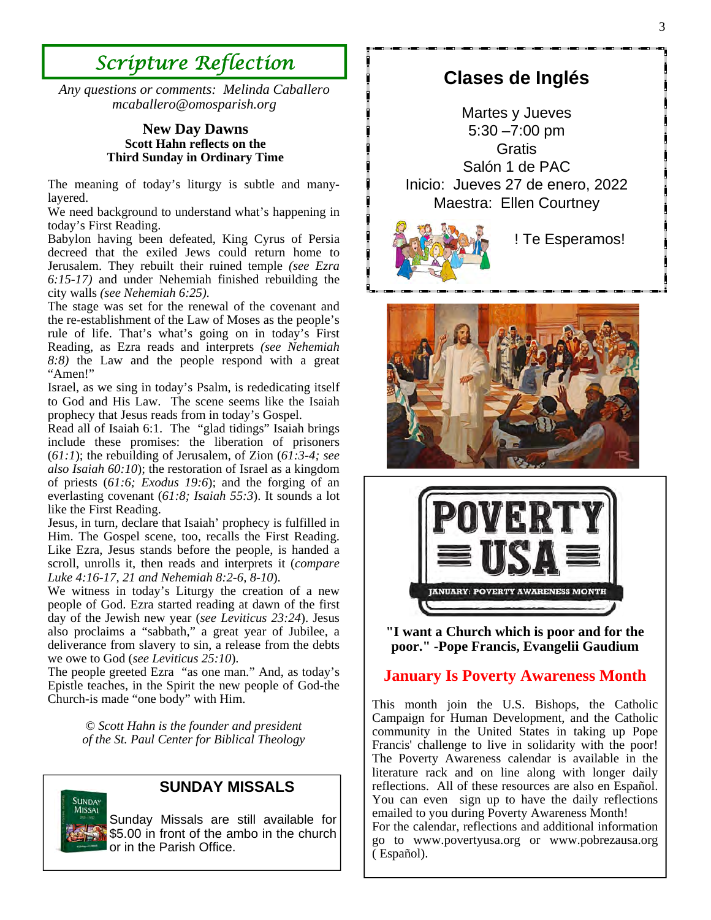## Scripture Reflection

*Any questions or comments: Melinda Caballero*
*mcaballero@omosparish.org*

### New Day Dawns

**Scott Hahn reflects on the Third Sunday in Ordinary Time**

The meaning of today's liturgy is subtle and many-layered.

We need background to understand what's happening in today's First Reading.

Babylon having been defeated, King Cyrus of Persia decreed that the exiled Jews could return home to Jerusalem. They rebuilt their ruined temple *(see Ezra 6:15-17)* and under Nehemiah finished rebuilding the city walls *(see Nehemiah 6:25)*.

The stage was set for the renewal of the covenant and the re-establishment of the Law of Moses as the people's rule of life. That's what's going on in today's First Reading, as Ezra reads and interprets *(see Nehemiah 8:8)* the Law and the people respond with a great "Amen!"

Israel, as we sing in today's Psalm, is rededicating itself to God and His Law. The scene seems like the Isaiah prophecy that Jesus reads from in today's Gospel.

Read all of Isaiah 6:1. The "glad tidings" Isaiah brings include these promises: the liberation of prisoners (*61:1*); the rebuilding of Jerusalem, of Zion (*61:3-4; see also Isaiah 60:10*); the restoration of Israel as a kingdom of priests (*61:6; Exodus 19:6*); and the forging of an everlasting covenant (*61:8; Isaiah 55:3*). It sounds a lot like the First Reading.

Jesus, in turn, declare that Isaiah' prophecy is fulfilled in Him. The Gospel scene, too, recalls the First Reading. Like Ezra, Jesus stands before the people, is handed a scroll, unrolls it, then reads and interprets it (*compare Luke 4:16-17, 21 and Nehemiah 8:2-6, 8-10*).

We witness in today's Liturgy the creation of a new people of God. Ezra started reading at dawn of the first day of the Jewish new year (*see Leviticus 23:24*). Jesus also proclaims a "sabbath," a great year of Jubilee, a deliverance from slavery to sin, a release from the debts we owe to God (*see Leviticus 25:10*).

The people greeted Ezra "as one man." And, as today's Epistle teaches, in the Spirit the new people of God-the Church-is made "one body" with Him.

*© Scott Hahn is the founder and president of the St. Paul Center for Biblical Theology*

### SUNDAY MISSALS

Sunday Missals are still available for $5.00 in front of the ambo in the church or in the Parish Office.

### Clases de Inglés

Martes y Jueves
5:30 –7:00 pm
Gratis
Salón 1 de PAC
Inicio: Jueves 27 de enero, 2022
Maestra: Ellen Courtney

! Te Esperamos!

**POVERTY USA**
JANUARY: POVERTY AWARENESS MONTH

**"I want a Church which is poor and for the poor." -Pope Francis, Evangelii Gaudium**

### January Is Poverty Awareness Month

This month join the U.S. Bishops, the Catholic Campaign for Human Development, and the Catholic community in the United States in taking up Pope Francis' challenge to live in solidarity with the poor! The Poverty Awareness calendar is available in the literature rack and on line along with longer daily reflections. All of these resources are also en Español. You can even sign up to have the daily reflections emailed to you during Poverty Awareness Month!

For the calendar, reflections and additional information go to www.povertyusa.org or www.pobrezausa.org ( Español).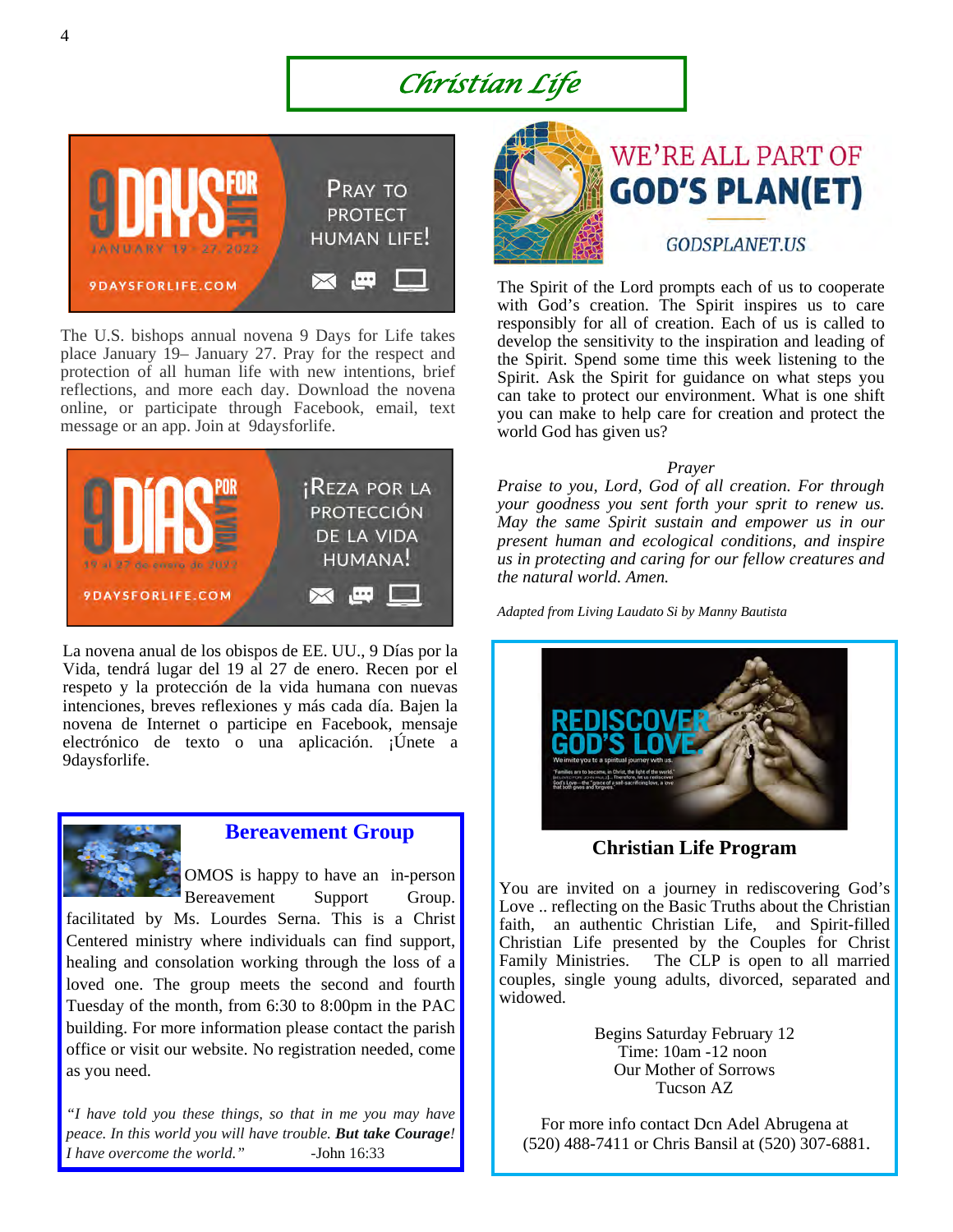# Christian Life

9 DAYS FOR LIFE
JANUARY 19 - 27, 2022
9DAYSFORLIFE.COM
PRAY TO PROTECT HUMAN LIFE!

The U.S. bishops annual novena 9 Days for Life takes place January 19– January 27. Pray for the respect and protection of all human life with new intentions, brief reflections, and more each day. Download the novena online, or participate through Facebook, email, text message or an app. Join at 9daysforlife.

9 DÍAS POR LA VIDA
19 al 27 de enero de 2022
9DAYSFORLIFE.COM
¡REZA POR LA PROTECCIÓN DE LA VIDA HUMANA!

La novena anual de los obispos de EE. UU., 9 Días por la Vida, tendrá lugar del 19 al 27 de enero. Recen por el respeto y la protección de la vida humana con nuevas intenciones, breves reflexiones y más cada día. Bajen la novena de Internet o participe en Facebook, mensaje electrónico de texto o una aplicación. ¡Únete a 9daysforlife.

## Bereavement Group

OMOS is happy to have an in-person Bereavement Support Group. facilitated by Ms. Lourdes Serna. This is a Christ Centered ministry where individuals can find support, healing and consolation working through the loss of a loved one. The group meets the second and fourth Tuesday of the month, from 6:30 to 8:00pm in the PAC building. For more information please contact the parish office or visit our website. No registration needed, come as you need.

*"I have told you these things, so that in me you may have peace. In this world you will have trouble.* ***But take Courage****! I have overcome the world."* -John 16:33

WE'RE ALL PART OF GOD'S PLAN(ET)
GODSPLANET.US

The Spirit of the Lord prompts each of us to cooperate with God's creation. The Spirit inspires us to care responsibly for all of creation. Each of us is called to develop the sensitivity to the inspiration and leading of the Spirit. Spend some time this week listening to the Spirit. Ask the Spirit for guidance on what steps you can take to protect our environment. What is one shift you can make to help care for creation and protect the world God has given us?

*Prayer*

*Praise to you, Lord, God of all creation. For through your goodness you sent forth your sprit to renew us. May the same Spirit sustain and empower us in our present human and ecological conditions, and inspire us in protecting and caring for our fellow creatures and the natural world. Amen.*

*Adapted from Living Laudato Si by Manny Bautista*

REDISCOVER GOD'S LOVE.

## Christian Life Program

You are invited on a journey in rediscovering God's Love .. reflecting on the Basic Truths about the Christian faith, an authentic Christian Life, and Spirit-filled Christian Life presented by the Couples for Christ Family Ministries. The CLP is open to all married couples, single young adults, divorced, separated and widowed.

Begins Saturday February 12
Time: 10am -12 noon
Our Mother of Sorrows
Tucson AZ

For more info contact Dcn Adel Abrugena at (520) 488-7411 or Chris Bansil at (520) 307-6881.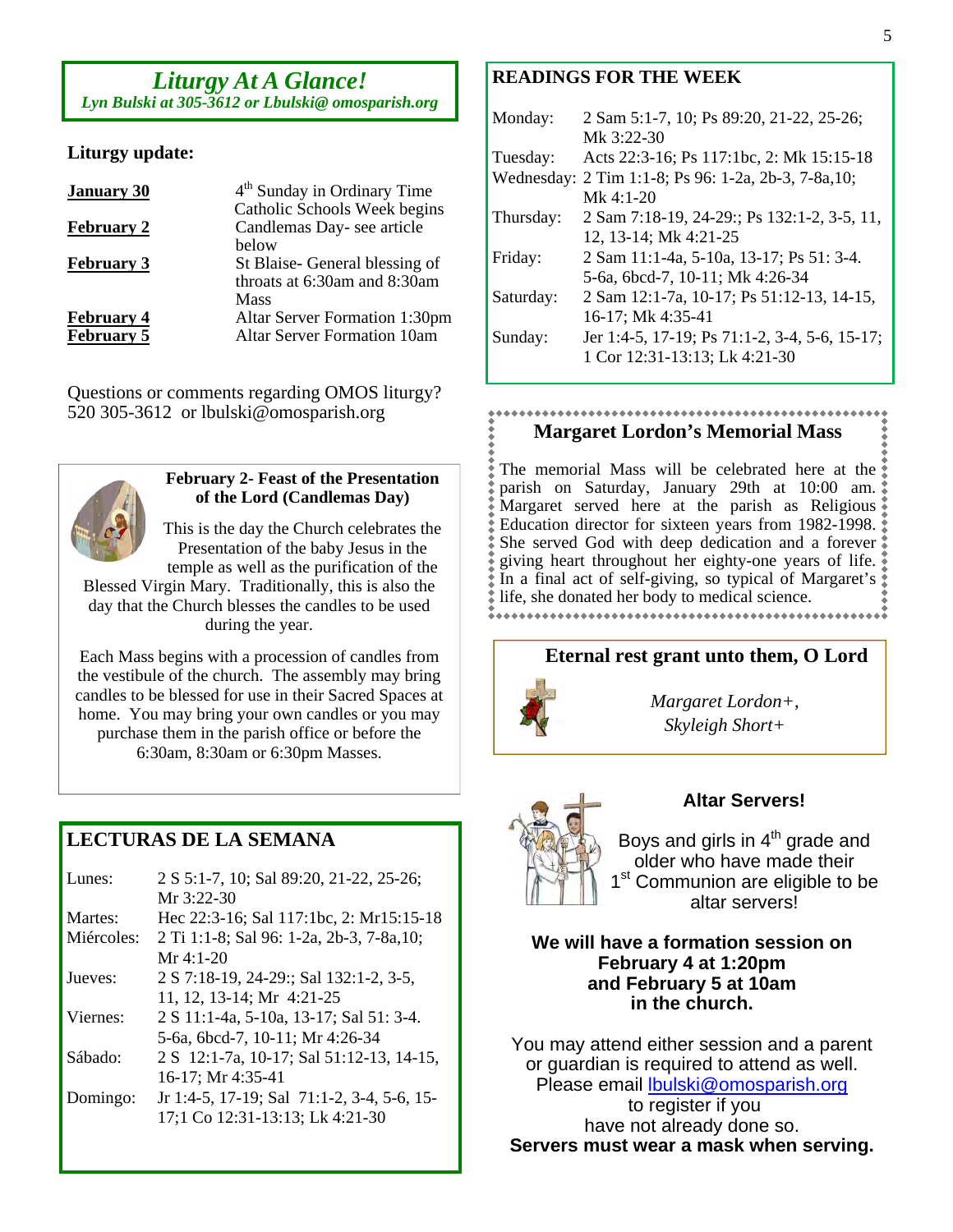## *Liturgy At A Glance!*

***Lyn Bulski at 305-3612 or Lbulski@ omosparish.org***

**Liturgy update:**

| | |
|---|---|
| **January 30** | $4^{th}$ Sunday in Ordinary Time<br>Catholic Schools Week begins |
| **February 2** | Candlemas Day- see article below |
| **February 3** | St Blaise- General blessing of throats at 6:30am and 8:30am Mass |
| **February 4** | Altar Server Formation 1:30pm |
| **February 5** | Altar Server Formation 10am |

Questions or comments regarding OMOS liturgy?
520 305-3612 or lbulski@omosparish.org

### February 2- Feast of the Presentation of the Lord (Candlemas Day)

This is the day the Church celebrates the Presentation of the baby Jesus in the temple as well as the purification of the Blessed Virgin Mary. Traditionally, this is also the day that the Church blesses the candles to be used during the year.

Each Mass begins with a procession of candles from the vestibule of the church. The assembly may bring candles to be blessed for use in their Sacred Spaces at home. You may bring your own candles or you may purchase them in the parish office or before the 6:30am, 8:30am or 6:30pm Masses.

## LECTURAS DE LA SEMANA

| | |
|---|---|
| Lunes: | 2 S 5:1-7, 10; Sal 89:20, 21-22, 25-26; Mr 3:22-30 |
| Martes: | Hec 22:3-16; Sal 117:1bc, 2: Mr15:15-18 |
| Miércoles: | 2 Ti 1:1-8; Sal 96: 1-2a, 2b-3, 7-8a,10; Mr 4:1-20 |
| Jueves: | 2 S 7:18-19, 24-29:; Sal 132:1-2, 3-5, 11, 12, 13-14; Mr 4:21-25 |
| Viernes: | 2 S 11:1-4a, 5-10a, 13-17; Sal 51: 3-4. 5-6a, 6bcd-7, 10-11; Mr 4:26-34 |
| Sábado: | 2 S 12:1-7a, 10-17; Sal 51:12-13, 14-15, 16-17; Mr 4:35-41 |
| Domingo: | Jr 1:4-5, 17-19; Sal 71:1-2, 3-4, 5-6, 15-17;1 Co 12:31-13:13; Lk 4:21-30 |

## READINGS FOR THE WEEK

| | |
|---|---|
| Monday: | 2 Sam 5:1-7, 10; Ps 89:20, 21-22, 25-26; Mk 3:22-30 |
| Tuesday: | Acts 22:3-16; Ps 117:1bc, 2: Mk 15:15-18 |
| Wednesday: | 2 Tim 1:1-8; Ps 96: 1-2a, 2b-3, 7-8a,10; Mk 4:1-20 |
| Thursday: | 2 Sam 7:18-19, 24-29:; Ps 132:1-2, 3-5, 11, 12, 13-14; Mk 4:21-25 |
| Friday: | 2 Sam 11:1-4a, 5-10a, 13-17; Ps 51: 3-4. 5-6a, 6bcd-7, 10-11; Mk 4:26-34 |
| Saturday: | 2 Sam 12:1-7a, 10-17; Ps 51:12-13, 14-15, 16-17; Mk 4:35-41 |
| Sunday: | Jer 1:4-5, 17-19; Ps 71:1-2, 3-4, 5-6, 15-17; 1 Cor 12:31-13:13; Lk 4:21-30 |

### Margaret Lordon's Memorial Mass

The memorial Mass will be celebrated here at the parish on Saturday, January 29th at 10:00 am. Margaret served here at the parish as Religious Education director for sixteen years from 1982-1998. She served God with deep dedication and a forever giving heart throughout her eighty-one years of life. In a final act of self-giving, so typical of Margaret's life, she donated her body to medical science.

### Eternal rest grant unto them, O Lord

*Margaret Lordon+,*
*Skyleigh Short+*

### Altar Servers!

Boys and girls in $4^{th}$ grade and older who have made their $1^{st}$ Communion are eligible to be altar servers!

**We will have a formation session on February 4 at 1:20pm and February 5 at 10am in the church.**

You may attend either session and a parent or guardian is required to attend as well. Please email lbulski@omosparish.org to register if you have not already done so.

**Servers must wear a mask when serving.**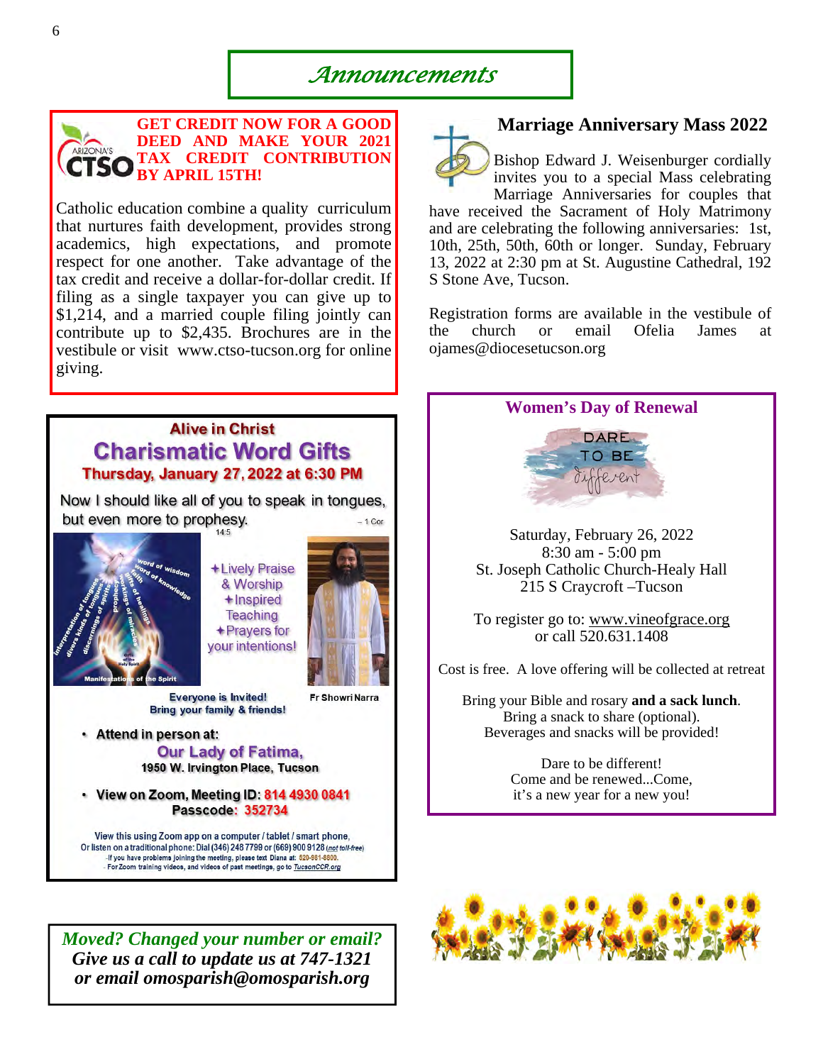# Announcements

**GET CREDIT NOW FOR A GOOD DEED AND MAKE YOUR 2021 TAX CREDIT CONTRIBUTION BY APRIL 15TH!**

Catholic education combine a quality curriculum that nurtures faith development, provides strong academics, high expectations, and promote respect for one another. Take advantage of the tax credit and receive a dollar-for-dollar credit. If filing as a single taxpayer you can give up to $1,214, and a married couple filing jointly can contribute up to $2,435. Brochures are in the vestibule or visit www.ctso-tucson.org for online giving.

## Alive in Christ

## Charismatic Word Gifts

**Thursday, January 27, 2022 at 6:30 PM**

Now I should like all of you to speak in tongues, but even more to prophesy. – 1 Cor 14:5

- ✦Lively Praise & Worship
- ✦Inspired Teaching
- ✦Prayers for your intentions!

Fr Showri Narra

**Everyone is Invited! Bring your family & friends!**

- **Attend in person at:** **Our Lady of Fatima,** 1950 W. Irvington Place, Tucson
- **View on Zoom, Meeting ID: 814 4930 0841** **Passcode: 352734**

View this using Zoom app on a computer / tablet / smart phone,
Or listen on a traditional phone: Dial (346) 248 7799 or (669) 900 9128 (*not toll-free*)
-If you have problems joining the meeting, please text Diana at: 520-981-8800.
- For Zoom training videos, and videos of past meetings, go to TucsonCCR.org

***Moved? Changed your number or email? Give us a call to update us at 747-1321 or email omosparish@omosparish.org***

## Marriage Anniversary Mass 2022

Bishop Edward J. Weisenburger cordially invites you to a special Mass celebrating Marriage Anniversaries for couples that have received the Sacrament of Holy Matrimony and are celebrating the following anniversaries: 1st, 10th, 25th, 50th, 60th or longer. Sunday, February 13, 2022 at 2:30 pm at St. Augustine Cathedral, 192 S Stone Ave, Tucson.

Registration forms are available in the vestibule of the church or email Ofelia James at ojames@diocesetucson.org

## Women's Day of Renewal

DARE TO BE different

Saturday, February 26, 2022
8:30 am - 5:00 pm
St. Joseph Catholic Church-Healy Hall
215 S Craycroft –Tucson

To register go to: www.vineofgrace.org
or call 520.631.1408

Cost is free. A love offering will be collected at retreat

Bring your Bible and rosary **and a sack lunch**.
Bring a snack to share (optional).
Beverages and snacks will be provided!

Dare to be different!
Come and be renewed...Come,
it's a new year for a new you!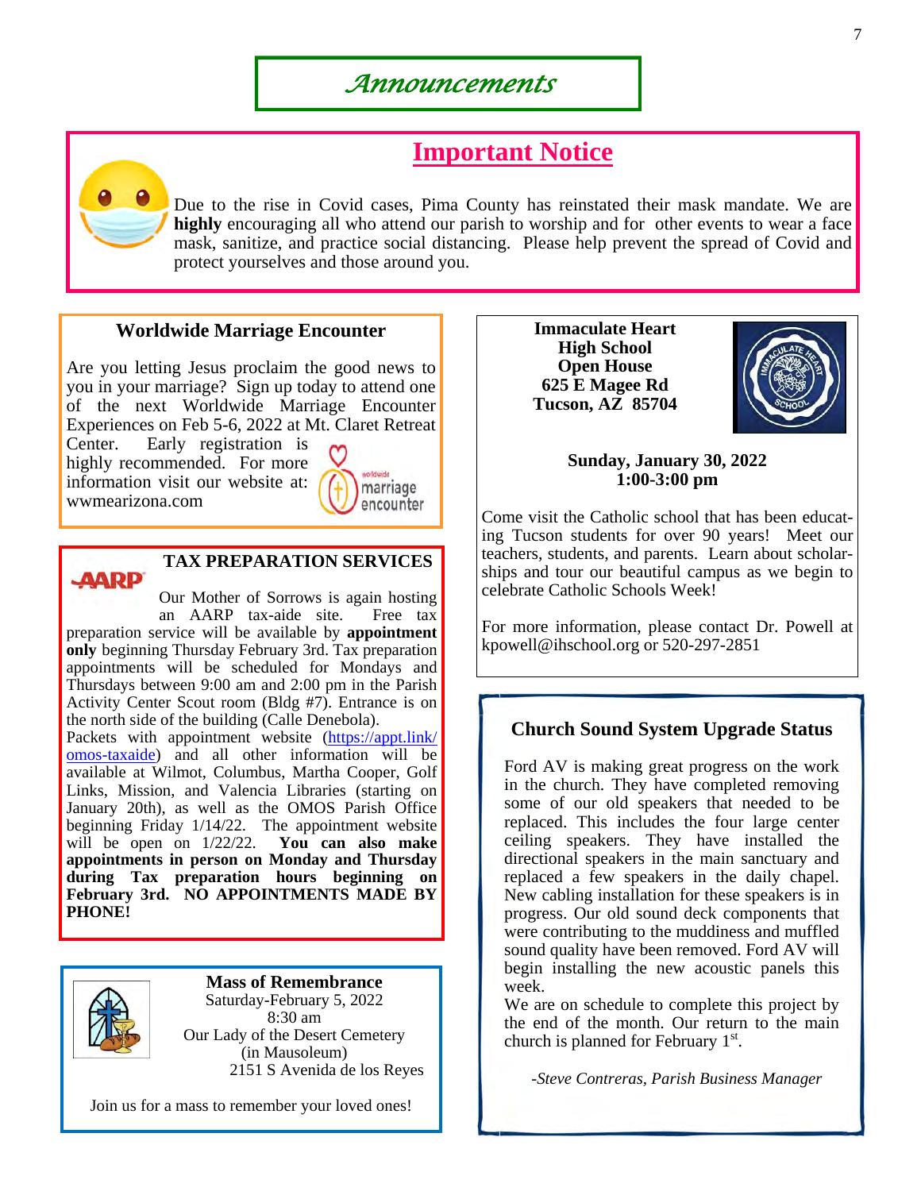# Announcements

## Important Notice

Due to the rise in Covid cases, Pima County has reinstated their mask mandate. We are **highly** encouraging all who attend our parish to worship and for other events to wear a face mask, sanitize, and practice social distancing. Please help prevent the spread of Covid and protect yourselves and those around you.

### Worldwide Marriage Encounter

Are you letting Jesus proclaim the good news to you in your marriage? Sign up today to attend one of the next Worldwide Marriage Encounter Experiences on Feb 5-6, 2022 at Mt. Claret Retreat Center. Early registration is highly recommended. For more information visit our website at: wwmearizona.com

### TAX PREPARATION SERVICES

Our Mother of Sorrows is again hosting an AARP tax-aide site. Free tax preparation service will be available by **appointment only** beginning Thursday February 3rd. Tax preparation appointments will be scheduled for Mondays and Thursdays between 9:00 am and 2:00 pm in the Parish Activity Center Scout room (Bldg #7). Entrance is on the north side of the building (Calle Denebola).

Packets with appointment website (https://appt.link/omos-taxaide) and all other information will be available at Wilmot, Columbus, Martha Cooper, Golf Links, Mission, and Valencia Libraries (starting on January 20th), as well as the OMOS Parish Office beginning Friday 1/14/22. The appointment website will be open on 1/22/22. **You can also make appointments in person on Monday and Thursday during Tax preparation hours beginning on February 3rd. NO APPOINTMENTS MADE BY PHONE!**

### Mass of Remembrance

Saturday-February 5, 2022
8:30 am
Our Lady of the Desert Cemetery
(in Mausoleum)
2151 S Avenida de los Reyes

Join us for a mass to remember your loved ones!

### Immaculate Heart High School Open House

**625 E Magee Rd**
**Tucson, AZ 85704**

**Sunday, January 30, 2022**
**1:00-3:00 pm**

Come visit the Catholic school that has been educating Tucson students for over 90 years! Meet our teachers, students, and parents. Learn about scholarships and tour our beautiful campus as we begin to celebrate Catholic Schools Week!

For more information, please contact Dr. Powell at kpowell@ihschool.org or 520-297-2851

### Church Sound System Upgrade Status

Ford AV is making great progress on the work in the church. They have completed removing some of our old speakers that needed to be replaced. This includes the four large center ceiling speakers. They have installed the directional speakers in the main sanctuary and replaced a few speakers in the daily chapel. New cabling installation for these speakers is in progress. Our old sound deck components that were contributing to the muddiness and muffled sound quality have been removed. Ford AV will begin installing the new acoustic panels this week.

We are on schedule to complete this project by the end of the month. Our return to the main church is planned for February 1st.

*-Steve Contreras, Parish Business Manager*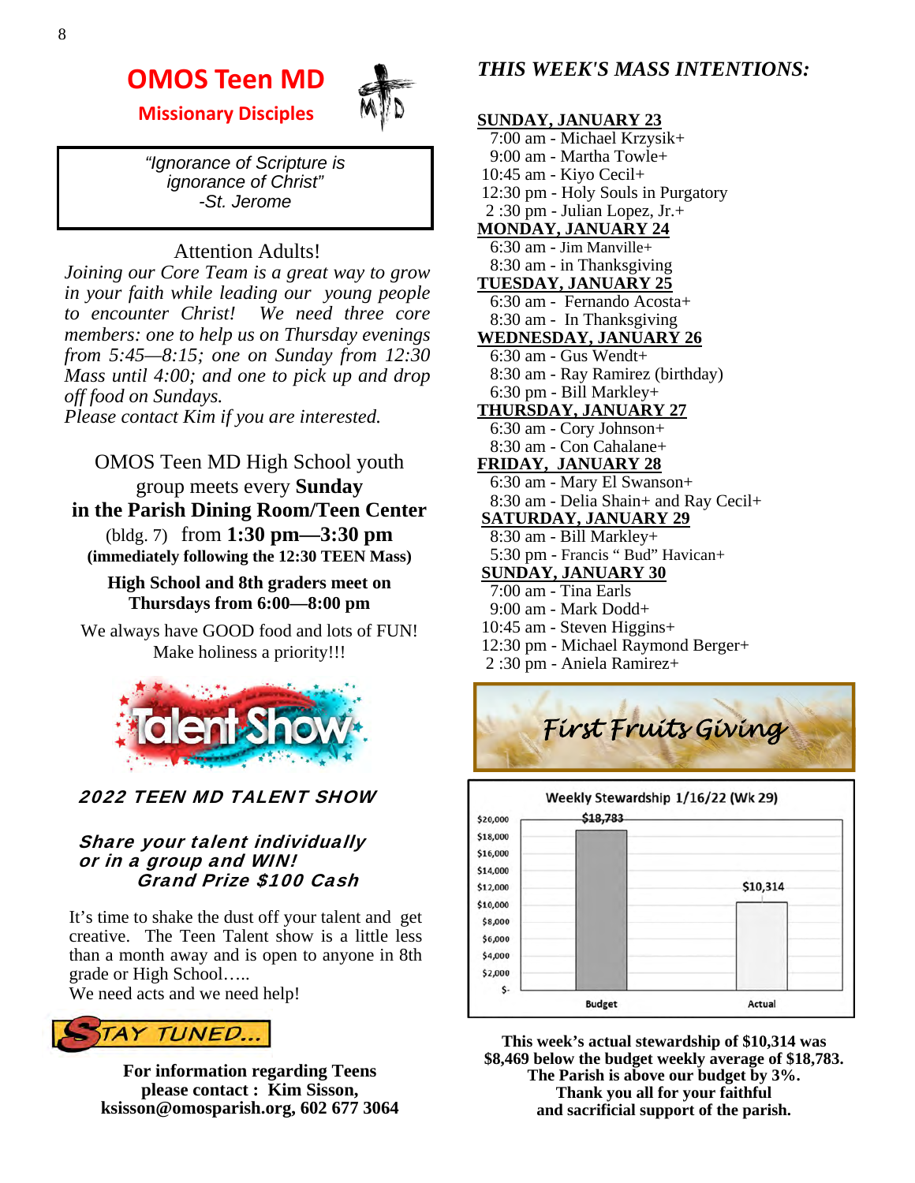# OMOS Teen MD

## Missionary Disciples

*"Ignorance of Scripture is ignorance of Christ"*
*-St. Jerome*

### Attention Adults!

*Joining our Core Team is a great way to grow in your faith while leading our young people to encounter Christ! We need three core members: one to help us on Thursday evenings from 5:45—8:15; one on Sunday from 12:30 Mass until 4:00; and one to pick up and drop off food on Sundays.*
*Please contact Kim if you are interested.*

OMOS Teen MD High School youth group meets every **Sunday in the Parish Dining Room/Teen Center** (bldg. 7) from **1:30 pm—3:30 pm**
**(immediately following the 12:30 TEEN Mass)**

**High School and 8th graders meet on Thursdays from 6:00—8:00 pm**

We always have GOOD food and lots of FUN!
Make holiness a priority!!!

Talent Show

***2022 TEEN MD TALENT SHOW***

***Share your talent individually or in a group and WIN!***
***Grand Prize $100 Cash***

It's time to shake the dust off your talent and get creative. The Teen Talent show is a little less than a month away and is open to anyone in 8th grade or High School…..
We need acts and we need help!

STAY TUNED...

**For information regarding Teens please contact : Kim Sisson, ksisson@omosparish.org, 602 677 3064**

## *THIS WEEK'S MASS INTENTIONS:*

**SUNDAY, JANUARY 23**
7:00 am - Michael Krzysik+
9:00 am - Martha Towle+
10:45 am - Kiyo Cecil+
12:30 pm - Holy Souls in Purgatory
2 :30 pm - Julian Lopez, Jr.+

**MONDAY, JANUARY 24**
6:30 am - Jim Manville+
8:30 am - in Thanksgiving

**TUESDAY, JANUARY 25**
6:30 am - Fernando Acosta+
8:30 am - In Thanksgiving

**WEDNESDAY, JANUARY 26**
6:30 am - Gus Wendt+
8:30 am - Ray Ramirez (birthday)
6:30 pm - Bill Markley+

**THURSDAY, JANUARY 27**
6:30 am - Cory Johnson+
8:30 am - Con Cahalane+

**FRIDAY, JANUARY 28**
6:30 am - Mary El Swanson+
8:30 am - Delia Shain+ and Ray Cecil+

**SATURDAY, JANUARY 29**
8:30 am - Bill Markley+
5:30 pm - Francis " Bud" Havican+

**SUNDAY, JANUARY 30**
7:00 am - Tina Earls
9:00 am - Mark Dodd+
10:45 am - Steven Higgins+
12:30 pm - Michael Raymond Berger+
2 :30 pm - Aniela Ramirez+

## *First Fruits Giving*

Weekly Stewardship 1/16/22 (Wk 29)

$20,000
$18,000
$16,000
$14,000
$12,000
$10,000
$8,000
$6,000
$4,000
$2,000
$-

Budget $18,783
Actual $10,314

**This week's actual stewardship of $10,314 was $8,469 below the budget weekly average of $18,783. The Parish is above our budget by 3%. Thank you all for your faithful and sacrificial support of the parish.**